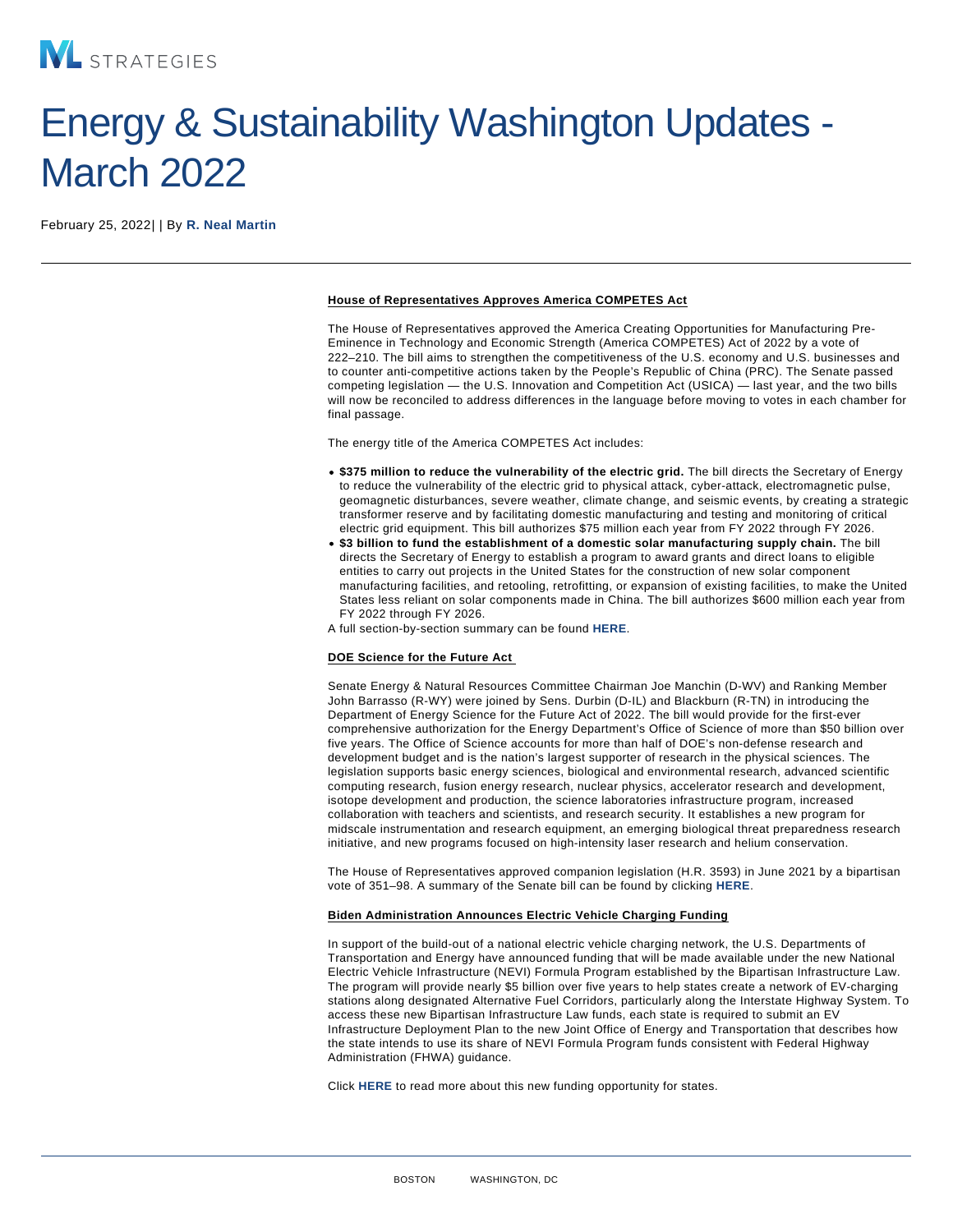ML STRATEGIES

# Energy & Sustainability Washington Updates - March 2022

February 25, 2022| | By **R. Neal Martin**

---

### House of Representatives Approves America COMPETES Act

The House of Representatives approved the America Creating Opportunities for Manufacturing Pre-Eminence in Technology and Economic Strength (America COMPETES) Act of 2022 by a vote of 222–210. The bill aims to strengthen the competitiveness of the U.S. economy and U.S. businesses and to counter anti-competitive actions taken by the People's Republic of China (PRC). The Senate passed competing legislation — the U.S. Innovation and Competition Act (USICA) — last year, and the two bills will now be reconciled to address differences in the language before moving to votes in each chamber for final passage.

The energy title of the America COMPETES Act includes:

- **$375 million to reduce the vulnerability of the electric grid.** The bill directs the Secretary of Energy to reduce the vulnerability of the electric grid to physical attack, cyber-attack, electromagnetic pulse, geomagnetic disturbances, severe weather, climate change, and seismic events, by creating a strategic transformer reserve and by facilitating domestic manufacturing and testing and monitoring of critical electric grid equipment. This bill authorizes $75 million each year from FY 2022 through FY 2026.
- **$3 billion to fund the establishment of a domestic solar manufacturing supply chain.** The bill directs the Secretary of Energy to establish a program to award grants and direct loans to eligible entities to carry out projects in the United States for the construction of new solar component manufacturing facilities, and retooling, retrofitting, or expansion of existing facilities, to make the United States less reliant on solar components made in China. The bill authorizes $600 million each year from FY 2022 through FY 2026.

A full section-by-section summary can be found **HERE**.

### DOE Science for the Future Act

Senate Energy & Natural Resources Committee Chairman Joe Manchin (D-WV) and Ranking Member John Barrasso (R-WY) were joined by Sens. Durbin (D-IL) and Blackburn (R-TN) in introducing the Department of Energy Science for the Future Act of 2022. The bill would provide for the first-ever comprehensive authorization for the Energy Department's Office of Science of more than $50 billion over five years. The Office of Science accounts for more than half of DOE's non-defense research and development budget and is the nation's largest supporter of research in the physical sciences. The legislation supports basic energy sciences, biological and environmental research, advanced scientific computing research, fusion energy research, nuclear physics, accelerator research and development, isotope development and production, the science laboratories infrastructure program, increased collaboration with teachers and scientists, and research security. It establishes a new program for midscale instrumentation and research equipment, an emerging biological threat preparedness research initiative, and new programs focused on high-intensity laser research and helium conservation.

The House of Representatives approved companion legislation (H.R. 3593) in June 2021 by a bipartisan vote of 351–98. A summary of the Senate bill can be found by clicking **HERE**.

### Biden Administration Announces Electric Vehicle Charging Funding

In support of the build-out of a national electric vehicle charging network, the U.S. Departments of Transportation and Energy have announced funding that will be made available under the new National Electric Vehicle Infrastructure (NEVI) Formula Program established by the Bipartisan Infrastructure Law. The program will provide nearly $5 billion over five years to help states create a network of EV-charging stations along designated Alternative Fuel Corridors, particularly along the Interstate Highway System. To access these new Bipartisan Infrastructure Law funds, each state is required to submit an EV Infrastructure Deployment Plan to the new Joint Office of Energy and Transportation that describes how the state intends to use its share of NEVI Formula Program funds consistent with Federal Highway Administration (FHWA) guidance.

Click **HERE** to read more about this new funding opportunity for states.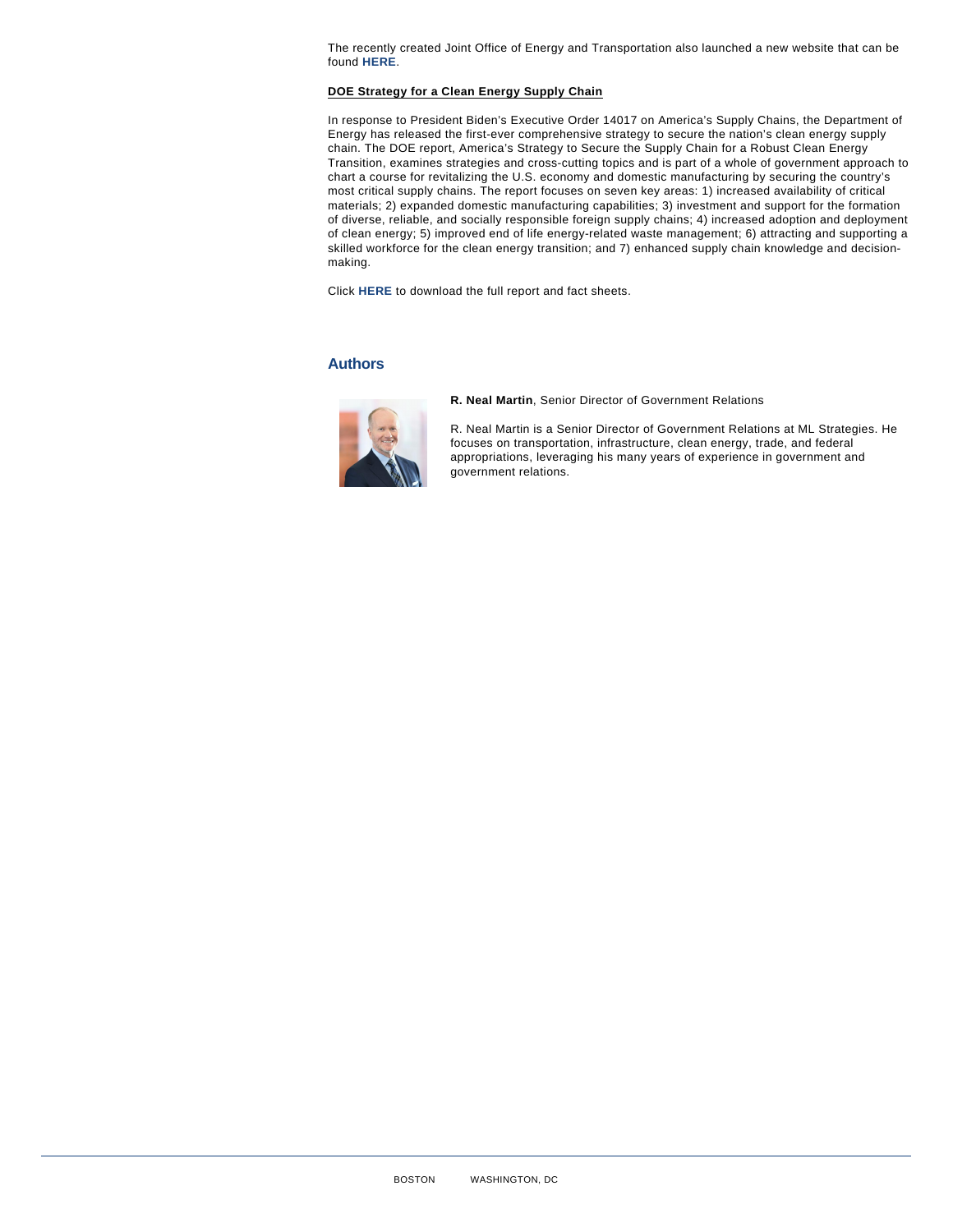The recently created Joint Office of Energy and Transportation also launched a new website that can be found **HERE**.

**DOE Strategy for a Clean Energy Supply Chain**

In response to President Biden's Executive Order 14017 on America's Supply Chains, the Department of Energy has released the first-ever comprehensive strategy to secure the nation's clean energy supply chain. The DOE report, America's Strategy to Secure the Supply Chain for a Robust Clean Energy Transition, examines strategies and cross-cutting topics and is part of a whole of government approach to chart a course for revitalizing the U.S. economy and domestic manufacturing by securing the country's most critical supply chains. The report focuses on seven key areas: 1) increased availability of critical materials; 2) expanded domestic manufacturing capabilities; 3) investment and support for the formation of diverse, reliable, and socially responsible foreign supply chains; 4) increased adoption and deployment of clean energy; 5) improved end of life energy-related waste management; 6) attracting and supporting a skilled workforce for the clean energy transition; and 7) enhanced supply chain knowledge and decision-making.

Click **HERE** to download the full report and fact sheets.

## Authors

**R. Neal Martin**, Senior Director of Government Relations

R. Neal Martin is a Senior Director of Government Relations at ML Strategies. He focuses on transportation, infrastructure, clean energy, trade, and federal appropriations, leveraging his many years of experience in government and government relations.

BOSTON WASHINGTON, DC